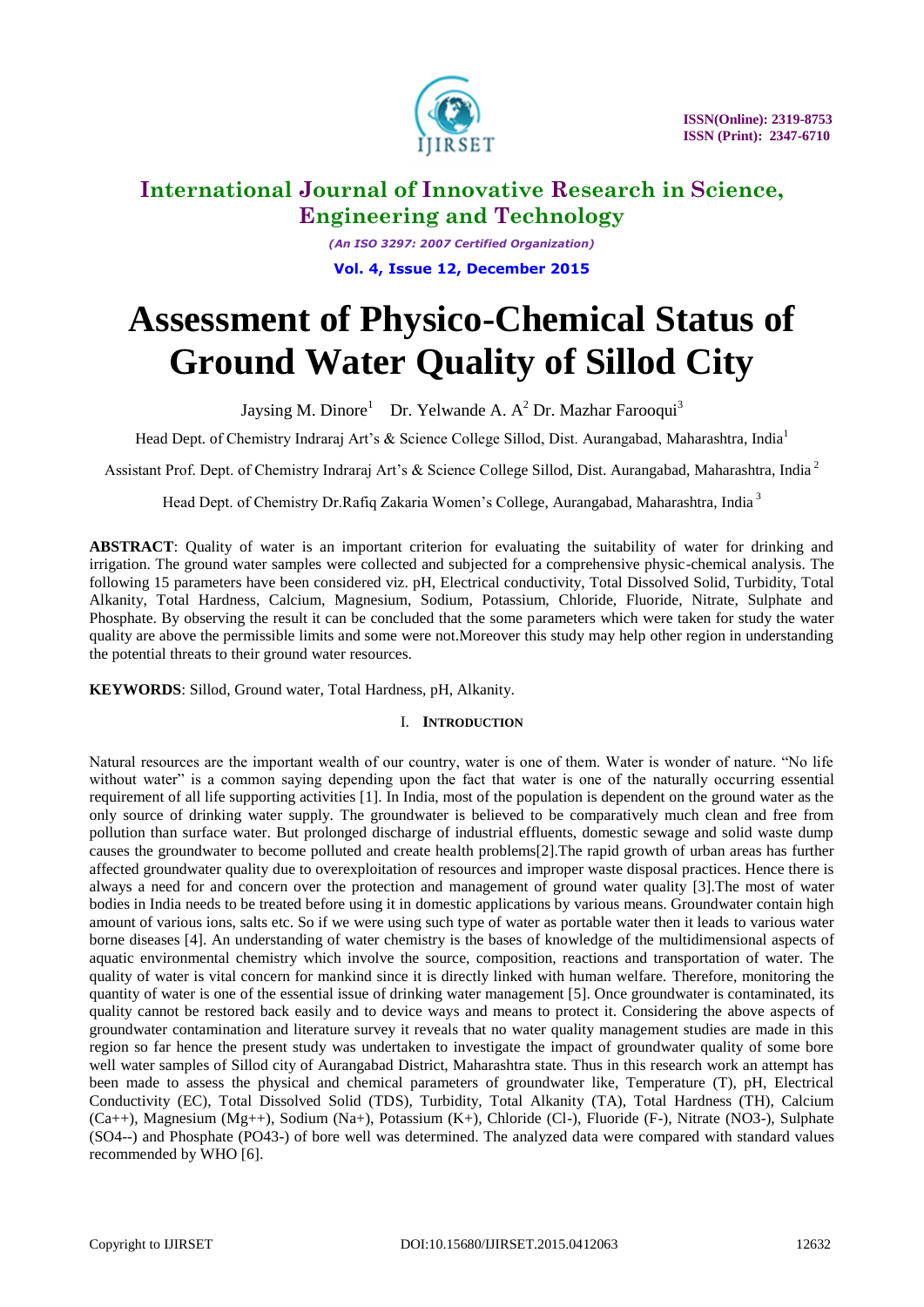# International Journal of Innovative Research in Science, Engineering and Technology

*(An ISO 3297: 2007 Certified Organization)*

**Vol. 4, Issue 12, December 2015**

# Assessment of Physico-Chemical Status of Ground Water Quality of Sillod City

Jaysing M. Dinore[1] Dr. Yelwande A. A[2] Dr. Mazhar Farooqui[3]

Head Dept. of Chemistry Indraraj Art's & Science College Sillod, Dist. Aurangabad, Maharashtra, India[1]

Assistant Prof. Dept. of Chemistry Indraraj Art's & Science College Sillod, Dist. Aurangabad, Maharashtra, India [2]

Head Dept. of Chemistry Dr.Rafiq Zakaria Women's College, Aurangabad, Maharashtra, India [3]

**ABSTRACT**: Quality of water is an important criterion for evaluating the suitability of water for drinking and irrigation. The ground water samples were collected and subjected for a comprehensive physic-chemical analysis. The following 15 parameters have been considered viz. pH, Electrical conductivity, Total Dissolved Solid, Turbidity, Total Alkanity, Total Hardness, Calcium, Magnesium, Sodium, Potassium, Chloride, Fluoride, Nitrate, Sulphate and Phosphate. By observing the result it can be concluded that the some parameters which were taken for study the water quality are above the permissible limits and some were not.Moreover this study may help other region in understanding the potential threats to their ground water resources.

**KEYWORDS**: Sillod, Ground water, Total Hardness, pH, Alkanity.

## I. Introduction

Natural resources are the important wealth of our country, water is one of them. Water is wonder of nature. "No life without water" is a common saying depending upon the fact that water is one of the naturally occurring essential requirement of all life supporting activities [1]. In India, most of the population is dependent on the ground water as the only source of drinking water supply. The groundwater is believed to be comparatively much clean and free from pollution than surface water. But prolonged discharge of industrial effluents, domestic sewage and solid waste dump causes the groundwater to become polluted and create health problems[2].The rapid growth of urban areas has further affected groundwater quality due to overexploitation of resources and improper waste disposal practices. Hence there is always a need for and concern over the protection and management of ground water quality [3].The most of water bodies in India needs to be treated before using it in domestic applications by various means. Groundwater contain high amount of various ions, salts etc. So if we were using such type of water as portable water then it leads to various water borne diseases [4]. An understanding of water chemistry is the bases of knowledge of the multidimensional aspects of aquatic environmental chemistry which involve the source, composition, reactions and transportation of water. The quality of water is vital concern for mankind since it is directly linked with human welfare. Therefore, monitoring the quantity of water is one of the essential issue of drinking water management [5]. Once groundwater is contaminated, its quality cannot be restored back easily and to device ways and means to protect it. Considering the above aspects of groundwater contamination and literature survey it reveals that no water quality management studies are made in this region so far hence the present study was undertaken to investigate the impact of groundwater quality of some bore well water samples of Sillod city of Aurangabad District, Maharashtra state. Thus in this research work an attempt has been made to assess the physical and chemical parameters of groundwater like, Temperature (T), pH, Electrical Conductivity (EC), Total Dissolved Solid (TDS), Turbidity, Total Alkanity (TA), Total Hardness (TH), Calcium ($Ca^{++}$), Magnesium ($Mg^{++}$), Sodium ($Na^{+}$), Potassium ($K^{+}$), Chloride ($Cl^{-}$), Fluoride ($F^{-}$), Nitrate ($NO_3^{-}$), Sulphate ($SO_4^{--}$) and Phosphate ($PO_4^{3-}$) of bore well was determined. The analyzed data were compared with standard values recommended by WHO [6].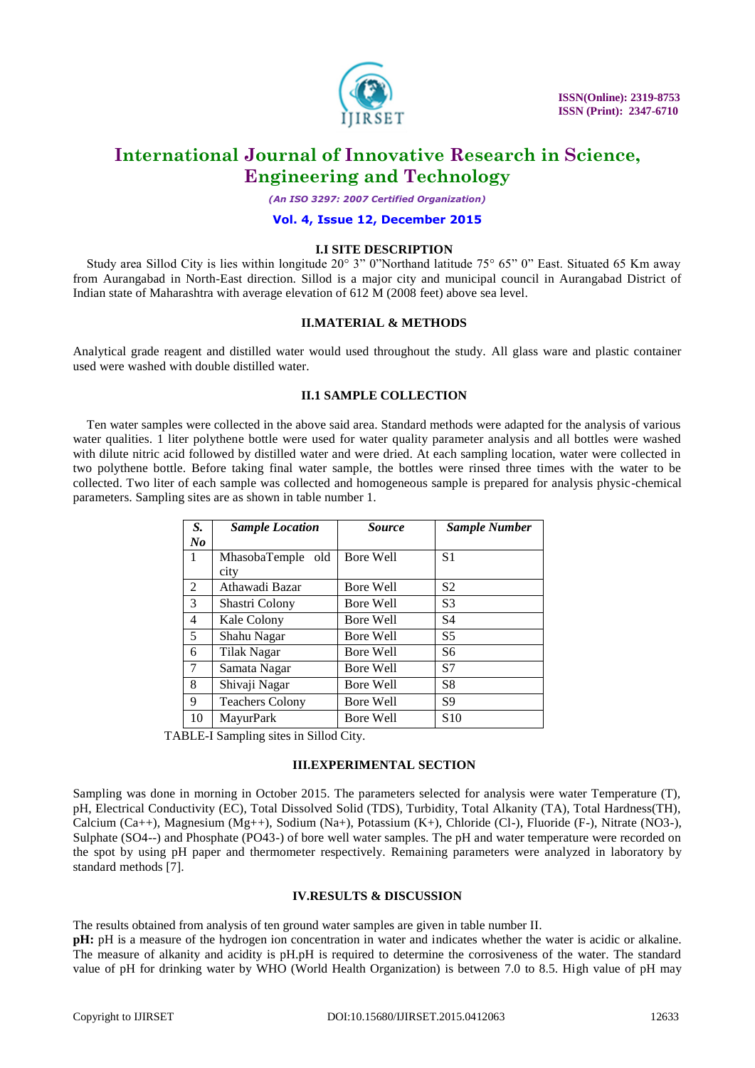### I.I SITE DESCRIPTION

Study area Sillod City is lies within longitude 20° 3" 0"Northand latitude 75° 65" 0" East. Situated 65 Km away from Aurangabad in North-East direction. Sillod is a major city and municipal council in Aurangabad District of Indian state of Maharashtra with average elevation of 612 M (2008 feet) above sea level.

## II.MATERIAL & METHODS

Analytical grade reagent and distilled water would used throughout the study. All glass ware and plastic container used were washed with double distilled water.

### II.1 SAMPLE COLLECTION

Ten water samples were collected in the above said area. Standard methods were adapted for the analysis of various water qualities. 1 liter polythene bottle were used for water quality parameter analysis and all bottles were washed with dilute nitric acid followed by distilled water and were dried. At each sampling location, water were collected in two polythene bottle. Before taking final water sample, the bottles were rinsed three times with the water to be collected. Two liter of each sample was collected and homogeneous sample is prepared for analysis physic-chemical parameters. Sampling sites are as shown in table number 1.

| *S. No* | *Sample Location* | *Source* | *Sample Number* |
|---|---|---|---|
| 1 | MhasobaTemple old city | Bore Well | S1 |
| 2 | Athawadi Bazar | Bore Well | S2 |
| 3 | Shastri Colony | Bore Well | S3 |
| 4 | Kale Colony | Bore Well | S4 |
| 5 | Shahu Nagar | Bore Well | S5 |
| 6 | Tilak Nagar | Bore Well | S6 |
| 7 | Samata Nagar | Bore Well | S7 |
| 8 | Shivaji Nagar | Bore Well | S8 |
| 9 | Teachers Colony | Bore Well | S9 |
| 10 | MayurPark | Bore Well | S10 |

TABLE-I Sampling sites in Sillod City.

## III.EXPERIMENTAL SECTION

Sampling was done in morning in October 2015. The parameters selected for analysis were water Temperature (T), pH, Electrical Conductivity (EC), Total Dissolved Solid (TDS), Turbidity, Total Alkanity (TA), Total Hardness(TH), Calcium ($Ca^{++}$), Magnesium ($Mg^{++}$), Sodium ($Na^{+}$), Potassium ($K^{+}$), Chloride ($Cl^{-}$), Fluoride ($F^{-}$), Nitrate ($NO_3^{-}$), Sulphate ($SO_4^{--}$) and Phosphate ($PO_4^{3-}$) of bore well water samples. The pH and water temperature were recorded on the spot by using pH paper and thermometer respectively. Remaining parameters were analyzed in laboratory by standard methods [7].

## IV.RESULTS & DISCUSSION

The results obtained from analysis of ten ground water samples are given in table number II.

**pH:** pH is a measure of the hydrogen ion concentration in water and indicates whether the water is acidic or alkaline. The measure of alkanity and acidity is pH.pH is required to determine the corrosiveness of the water. The standard value of pH for drinking water by WHO (World Health Organization) is between 7.0 to 8.5. High value of pH may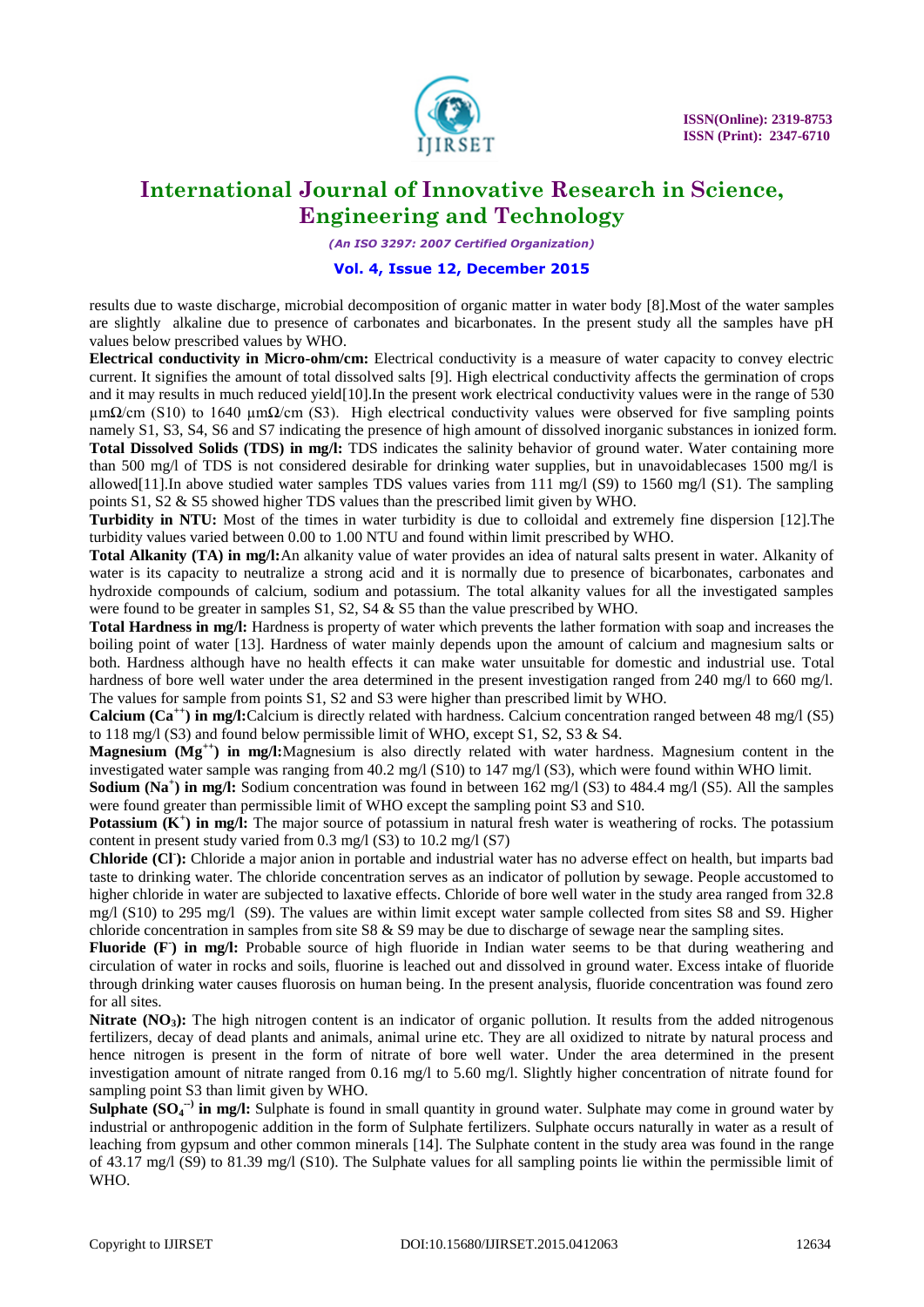results due to waste discharge, microbial decomposition of organic matter in water body [8].Most of the water samples are slightly alkaline due to presence of carbonates and bicarbonates. In the present study all the samples have pH values below prescribed values by WHO.

**Electrical conductivity in Micro-ohm/cm:** Electrical conductivity is a measure of water capacity to convey electric current. It signifies the amount of total dissolved salts [9]. High electrical conductivity affects the germination of crops and it may results in much reduced yield[10].In the present work electrical conductivity values were in the range of 530 µmΩ/cm (S10) to 1640 µmΩ/cm (S3). High electrical conductivity values were observed for five sampling points namely S1, S3, S4, S6 and S7 indicating the presence of high amount of dissolved inorganic substances in ionized form.

**Total Dissolved Solids (TDS) in mg/l:** TDS indicates the salinity behavior of ground water. Water containing more than 500 mg/l of TDS is not considered desirable for drinking water supplies, but in unavoidablecases 1500 mg/l is allowed[11].In above studied water samples TDS values varies from 111 mg/l (S9) to 1560 mg/l (S1). The sampling points S1, S2 & S5 showed higher TDS values than the prescribed limit given by WHO.

**Turbidity in NTU:** Most of the times in water turbidity is due to colloidal and extremely fine dispersion [12].The turbidity values varied between 0.00 to 1.00 NTU and found within limit prescribed by WHO.

**Total Alkanity (TA) in mg/l:**An alkanity value of water provides an idea of natural salts present in water. Alkanity of water is its capacity to neutralize a strong acid and it is normally due to presence of bicarbonates, carbonates and hydroxide compounds of calcium, sodium and potassium. The total alkanity values for all the investigated samples were found to be greater in samples S1, S2, S4 & S5 than the value prescribed by WHO.

**Total Hardness in mg/l:** Hardness is property of water which prevents the lather formation with soap and increases the boiling point of water [13]. Hardness of water mainly depends upon the amount of calcium and magnesium salts or both. Hardness although have no health effects it can make water unsuitable for domestic and industrial use. Total hardness of bore well water under the area determined in the present investigation ranged from 240 mg/l to 660 mg/l. The values for sample from points S1, S2 and S3 were higher than prescribed limit by WHO.

**Calcium ($Ca^{++}$) in mg/l:**Calcium is directly related with hardness. Calcium concentration ranged between 48 mg/l (S5) to 118 mg/l (S3) and found below permissible limit of WHO, except S1, S2, S3 & S4.

**Magnesium ($Mg^{++}$) in mg/l:**Magnesium is also directly related with water hardness. Magnesium content in the investigated water sample was ranging from 40.2 mg/l (S10) to 147 mg/l (S3), which were found within WHO limit.

**Sodium ($Na^{+}$) in mg/l:** Sodium concentration was found in between 162 mg/l (S3) to 484.4 mg/l (S5). All the samples were found greater than permissible limit of WHO except the sampling point S3 and S10.

**Potassium ($K^{+}$) in mg/l:** The major source of potassium in natural fresh water is weathering of rocks. The potassium content in present study varied from 0.3 mg/l (S3) to 10.2 mg/l (S7)

**Chloride ($Cl^{-}$):** Chloride a major anion in portable and industrial water has no adverse effect on health, but imparts bad taste to drinking water. The chloride concentration serves as an indicator of pollution by sewage. People accustomed to higher chloride in water are subjected to laxative effects. Chloride of bore well water in the study area ranged from 32.8 mg/l (S10) to 295 mg/l (S9). The values are within limit except water sample collected from sites S8 and S9. Higher chloride concentration in samples from site S8 & S9 may be due to discharge of sewage near the sampling sites.

**Fluoride ($F^{-}$) in mg/l:** Probable source of high fluoride in Indian water seems to be that during weathering and circulation of water in rocks and soils, fluorine is leached out and dissolved in ground water. Excess intake of fluoride through drinking water causes fluorosis on human being. In the present analysis, fluoride concentration was found zero for all sites.

**Nitrate ($NO_3$):** The high nitrogen content is an indicator of organic pollution. It results from the added nitrogenous fertilizers, decay of dead plants and animals, animal urine etc. They are all oxidized to nitrate by natural process and hence nitrogen is present in the form of nitrate of bore well water. Under the area determined in the present investigation amount of nitrate ranged from 0.16 mg/l to 5.60 mg/l. Slightly higher concentration of nitrate found for sampling point S3 than limit given by WHO.

**Sulphate ($SO_4^{--}$) in mg/l:** Sulphate is found in small quantity in ground water. Sulphate may come in ground water by industrial or anthropogenic addition in the form of Sulphate fertilizers. Sulphate occurs naturally in water as a result of leaching from gypsum and other common minerals [14]. The Sulphate content in the study area was found in the range of 43.17 mg/l (S9) to 81.39 mg/l (S10). The Sulphate values for all sampling points lie within the permissible limit of WHO.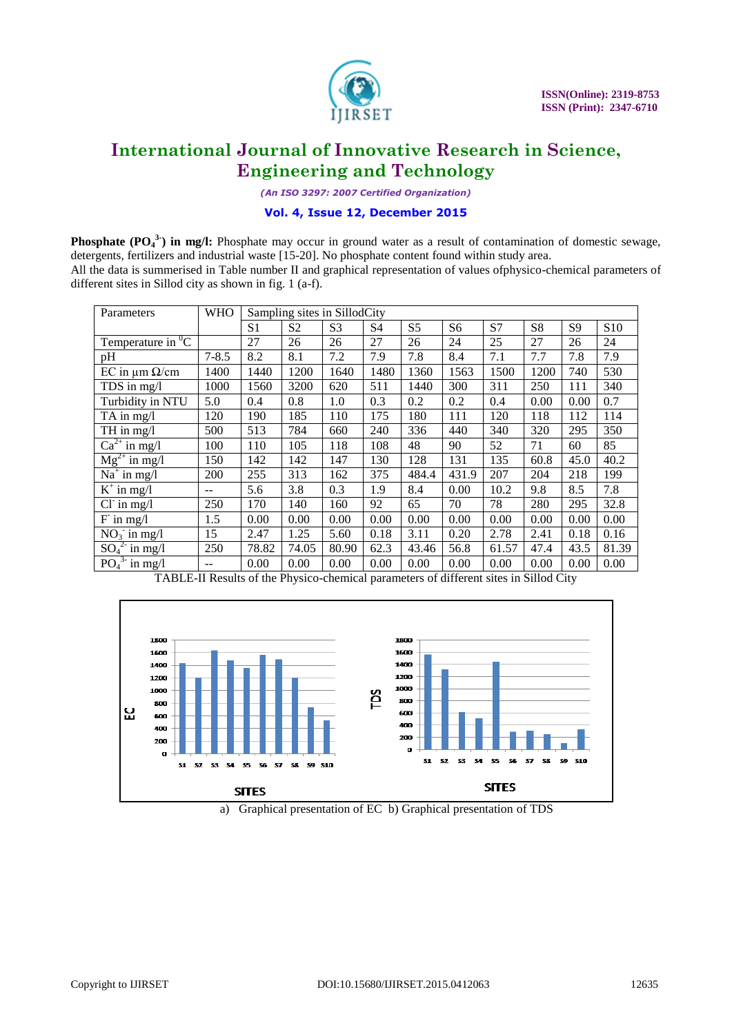**Phosphate ($PO_4^{3-}$) in mg/l:** Phosphate may occur in ground water as a result of contamination of domestic sewage, detergents, fertilizers and industrial waste [15-20]. No phosphate content found within study area.

All the data is summerised in Table number II and graphical representation of values ofphysico-chemical parameters of different sites in Sillod city as shown in fig. 1 (a-f).

| Parameters | WHO | Sampling sites in SillodCity | | | | | | | | | |
|---|---|---|---|---|---|---|---|---|---|---|---|
| | | S1 | S2 | S3 | S4 | S5 | S6 | S7 | S8 | S9 | S10 |
| Temperature in $^0$C | | 27 | 26 | 26 | 27 | 26 | 24 | 25 | 27 | 26 | 24 |
| pH | 7-8.5 | 8.2 | 8.1 | 7.2 | 7.9 | 7.8 | 8.4 | 7.1 | 7.7 | 7.8 | 7.9 |
| EC in µm Ω/cm | 1400 | 1440 | 1200 | 1640 | 1480 | 1360 | 1563 | 1500 | 1200 | 740 | 530 |
| TDS in mg/l | 1000 | 1560 | 3200 | 620 | 511 | 1440 | 300 | 311 | 250 | 111 | 340 |
| Turbidity in NTU | 5.0 | 0.4 | 0.8 | 1.0 | 0.3 | 0.2 | 0.2 | 0.4 | 0.00 | 0.00 | 0.7 |
| TA in mg/l | 120 | 190 | 185 | 110 | 175 | 180 | 111 | 120 | 118 | 112 | 114 |
| TH in mg/l | 500 | 513 | 784 | 660 | 240 | 336 | 440 | 340 | 320 | 295 | 350 |
| $Ca^{2+}$ in mg/l | 100 | 110 | 105 | 118 | 108 | 48 | 90 | 52 | 71 | 60 | 85 |
| $Mg^{2+}$ in mg/l | 150 | 142 | 142 | 147 | 130 | 128 | 131 | 135 | 60.8 | 45.0 | 40.2 |
| $Na^{+}$ in mg/l | 200 | 255 | 313 | 162 | 375 | 484.4 | 431.9 | 207 | 204 | 218 | 199 |
| $K^{+}$ in mg/l | -- | 5.6 | 3.8 | 0.3 | 1.9 | 8.4 | 0.00 | 10.2 | 9.8 | 8.5 | 7.8 |
| $Cl^{-}$ in mg/l | 250 | 170 | 140 | 160 | 92 | 65 | 70 | 78 | 280 | 295 | 32.8 |
| $F^{-}$ in mg/l | 1.5 | 0.00 | 0.00 | 0.00 | 0.00 | 0.00 | 0.00 | 0.00 | 0.00 | 0.00 | 0.00 |
| $NO_3^{-}$ in mg/l | 15 | 2.47 | 1.25 | 5.60 | 0.18 | 3.11 | 0.20 | 2.78 | 2.41 | 0.18 | 0.16 |
| $SO_4^{2-}$ in mg/l | 250 | 78.82 | 74.05 | 80.90 | 62.3 | 43.46 | 56.8 | 61.57 | 47.4 | 43.5 | 81.39 |
| $PO_4^{3-}$ in mg/l | -- | 0.00 | 0.00 | 0.00 | 0.00 | 0.00 | 0.00 | 0.00 | 0.00 | 0.00 | 0.00 |

TABLE-II Results of the Physico-chemical parameters of different sites in Sillod City

a) Graphical presentation of EC b) Graphical presentation of TDS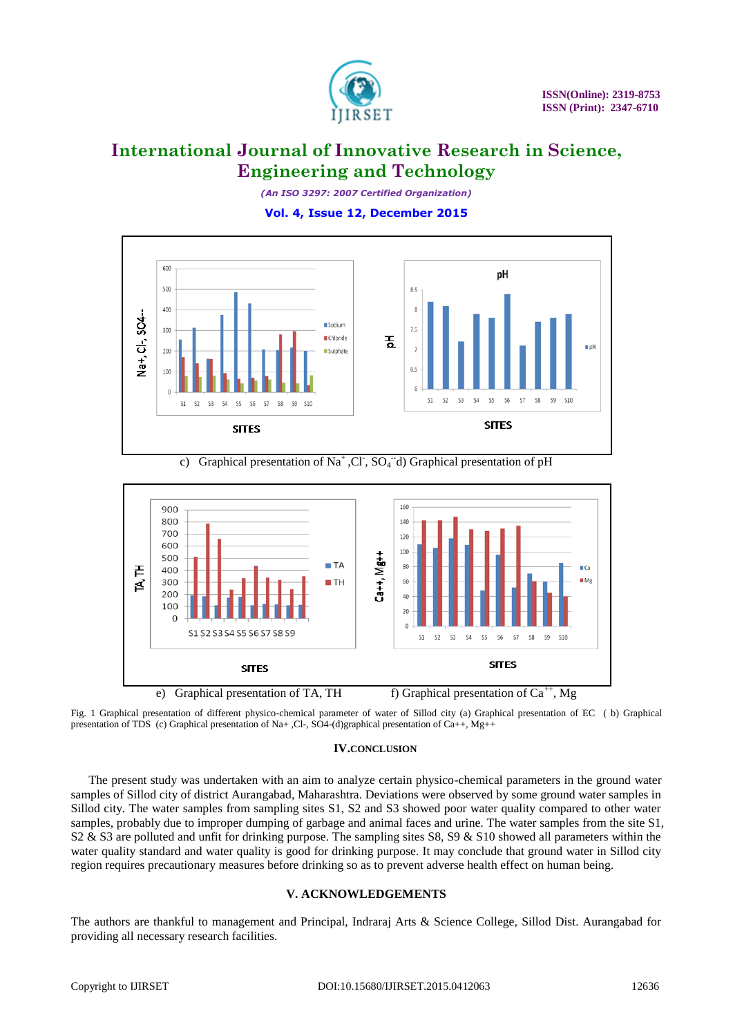c) Graphical presentation of $Na^+$ ,$Cl^-$, $SO_4^{--}$ d) Graphical presentation of pH

e) Graphical presentation of TA, TH f) Graphical presentation of $Ca^{++}$, Mg

Fig. 1 Graphical presentation of different physico-chemical parameter of water of Sillod city (a) Graphical presentation of EC ( b) Graphical presentation of TDS (c) Graphical presentation of Na+ ,Cl-, SO4-(d)graphical presentation of Ca++, Mg++

## IV. CONCLUSION

The present study was undertaken with an aim to analyze certain physico-chemical parameters in the ground water samples of Sillod city of district Aurangabad, Maharashtra. Deviations were observed by some ground water samples in Sillod city. The water samples from sampling sites S1, S2 and S3 showed poor water quality compared to other water samples, probably due to improper dumping of garbage and animal faces and urine. The water samples from the site S1, S2 & S3 are polluted and unfit for drinking purpose. The sampling sites S8, S9 & S10 showed all parameters within the water quality standard and water quality is good for drinking purpose. It may conclude that ground water in Sillod city region requires precautionary measures before drinking so as to prevent adverse health effect on human being.

## V. ACKNOWLEDGEMENTS

The authors are thankful to management and Principal, Indraraj Arts & Science College, Sillod Dist. Aurangabad for providing all necessary research facilities.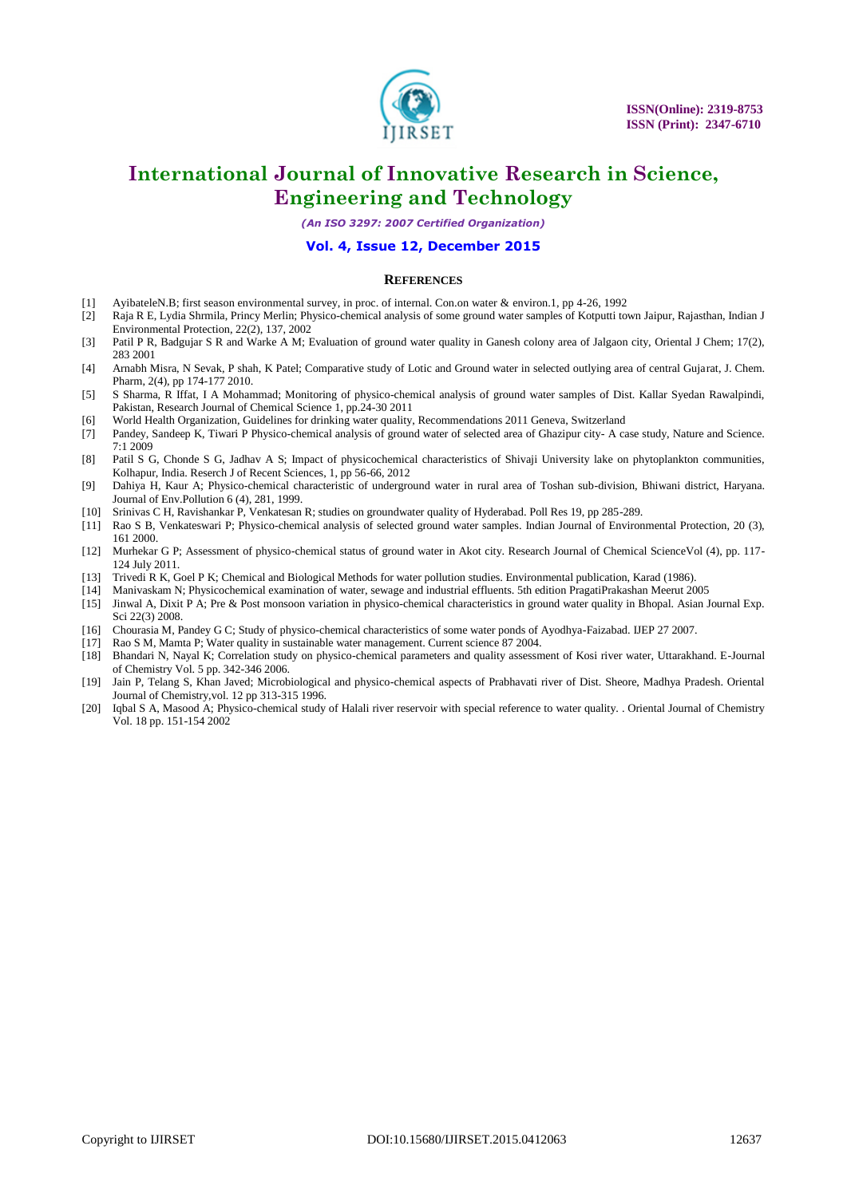## REFERENCES

[1] AyibateleN.B; first season environmental survey, in proc. of internal. Con.on water & environ.1, pp 4-26, 1992

[2] Raja R E, Lydia Shrmila, Princy Merlin; Physico-chemical analysis of some ground water samples of Kotputti town Jaipur, Rajasthan, Indian J Environmental Protection, 22(2), 137, 2002

[3] Patil P R, Badgujar S R and Warke A M; Evaluation of ground water quality in Ganesh colony area of Jalgaon city, Oriental J Chem; 17(2), 283 2001

[4] Arnabh Misra, N Sevak, P shah, K Patel; Comparative study of Lotic and Ground water in selected outlying area of central Gujarat, J. Chem. Pharm, 2(4), pp 174-177 2010.

[5] S Sharma, R Iffat, I A Mohammad; Monitoring of physico-chemical analysis of ground water samples of Dist. Kallar Syedan Rawalpindi, Pakistan, Research Journal of Chemical Science 1, pp.24-30 2011

[6] World Health Organization, Guidelines for drinking water quality, Recommendations 2011 Geneva, Switzerland

[7] Pandey, Sandeep K, Tiwari P Physico-chemical analysis of ground water of selected area of Ghazipur city- A case study, Nature and Science. 7:1 2009

[8] Patil S G, Chonde S G, Jadhav A S; Impact of physicochemical characteristics of Shivaji University lake on phytoplankton communities, Kolhapur, India. Reserch J of Recent Sciences, 1, pp 56-66, 2012

[9] Dahiya H, Kaur A; Physico-chemical characteristic of underground water in rural area of Toshan sub-division, Bhiwani district, Haryana. Journal of Env.Pollution 6 (4), 281, 1999.

[10] Srinivas C H, Ravishankar P, Venkatesan R; studies on groundwater quality of Hyderabad. Poll Res 19, pp 285-289.

[11] Rao S B, Venkateswari P; Physico-chemical analysis of selected ground water samples. Indian Journal of Environmental Protection, 20 (3), 161 2000.

[12] Murhekar G P; Assessment of physico-chemical status of ground water in Akot city. Research Journal of Chemical ScienceVol (4), pp. 117-124 July 2011.

[13] Trivedi R K, Goel P K; Chemical and Biological Methods for water pollution studies. Environmental publication, Karad (1986).

[14] Manivaskam N; Physicochemical examination of water, sewage and industrial effluents. 5th edition PragatiPrakashan Meerut 2005

[15] Jinwal A, Dixit P A; Pre & Post monsoon variation in physico-chemical characteristics in ground water quality in Bhopal. Asian Journal Exp. Sci 22(3) 2008.

[16] Chourasia M, Pandey G C; Study of physico-chemical characteristics of some water ponds of Ayodhya-Faizabad. IJEP 27 2007.

[17] Rao S M, Mamta P; Water quality in sustainable water management. Current science 87 2004.

[18] Bhandari N, Nayal K; Correlation study on physico-chemical parameters and quality assessment of Kosi river water, Uttarakhand. E-Journal of Chemistry Vol. 5 pp. 342-346 2006.

[19] Jain P, Telang S, Khan Javed; Microbiological and physico-chemical aspects of Prabhavati river of Dist. Sheore, Madhya Pradesh. Oriental Journal of Chemistry,vol. 12 pp 313-315 1996.

[20] Iqbal S A, Masood A; Physico-chemical study of Halali river reservoir with special reference to water quality. . Oriental Journal of Chemistry Vol. 18 pp. 151-154 2002